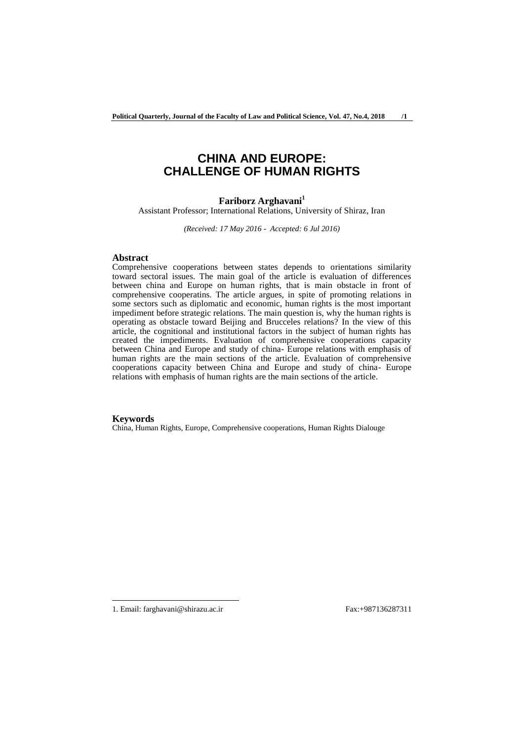# CHINA AND EUROPE: CHALLENGE OF HUMAN RIGHTS

**Fariborz Arghavani**[1]

Assistant Professor; International Relations, University of Shiraz, Iran

*(Received: 17 May 2016 - Accepted: 6 Jul 2016)*

## Abstract

Comprehensive cooperations between states depends to orientations similarity toward sectoral issues. The main goal of the article is evaluation of differences between china and Europe on human rights, that is main obstacle in front of comprehensive cooperatins. The article argues, in spite of promoting relations in some sectors such as diplomatic and economic, human rights is the most important impediment before strategic relations. The main question is, why the human rights is operating as obstacle toward Beijing and Brucceles relations? In the view of this article, the cognitional and institutional factors in the subject of human rights has created the impediments. Evaluation of comprehensive cooperations capacity between China and Europe and study of china- Europe relations with emphasis of human rights are the main sections of the article. Evaluation of comprehensive cooperations capacity between China and Europe and study of china- Europe relations with emphasis of human rights are the main sections of the article.

## Keywords

China, Human Rights, Europe, Comprehensive cooperations, Human Rights Dialouge

---

1. Email: farghavani@shirazu.ac.ir Fax:+987136287311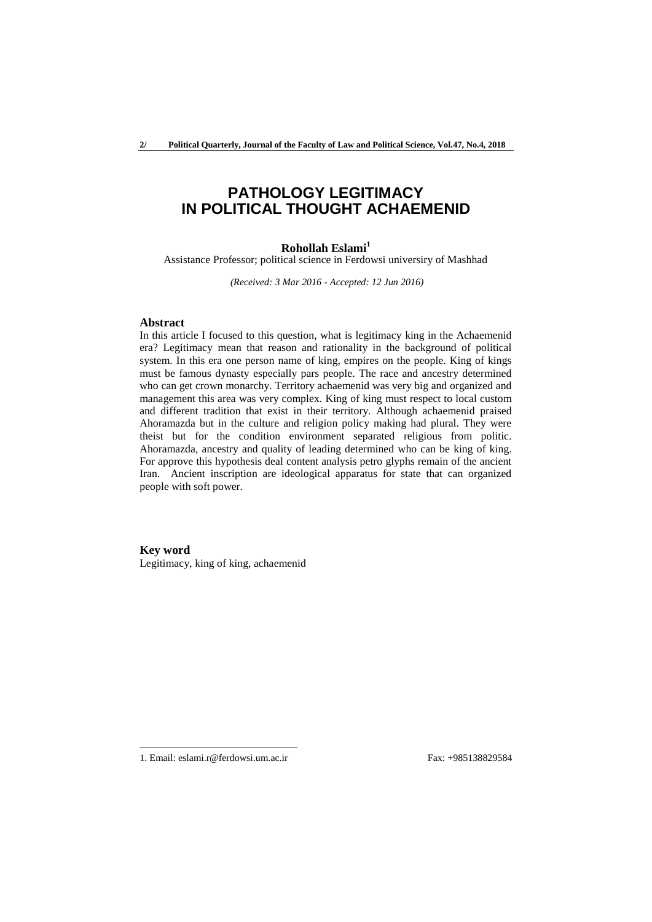# PATHOLOGY LEGITIMACY IN POLITICAL THOUGHT ACHAEMENID

**Rohollah Eslami**[1]

Assistance Professor; political science in Ferdowsi universiry of Mashhad

*(Received: 3 Mar 2016 - Accepted: 12 Jun 2016)*

## Abstract

In this article I focused to this question, what is legitimacy king in the Achaemenid era? Legitimacy mean that reason and rationality in the background of political system. In this era one person name of king, empires on the people. King of kings must be famous dynasty especially pars people. The race and ancestry determined who can get crown monarchy. Territory achaemenid was very big and organized and management this area was very complex. King of king must respect to local custom and different tradition that exist in their territory. Although achaemenid praised Ahoramazda but in the culture and religion policy making had plural. They were theist but for the condition environment separated religious from politic. Ahoramazda, ancestry and quality of leading determined who can be king of king. For approve this hypothesis deal content analysis petro glyphs remain of the ancient Iran. Ancient inscription are ideological apparatus for state that can organized people with soft power.

## Key word

Legitimacy, king of king, achaemenid

---

1. Email: eslami.r@ferdowsi.um.ac.ir Fax: +985138829584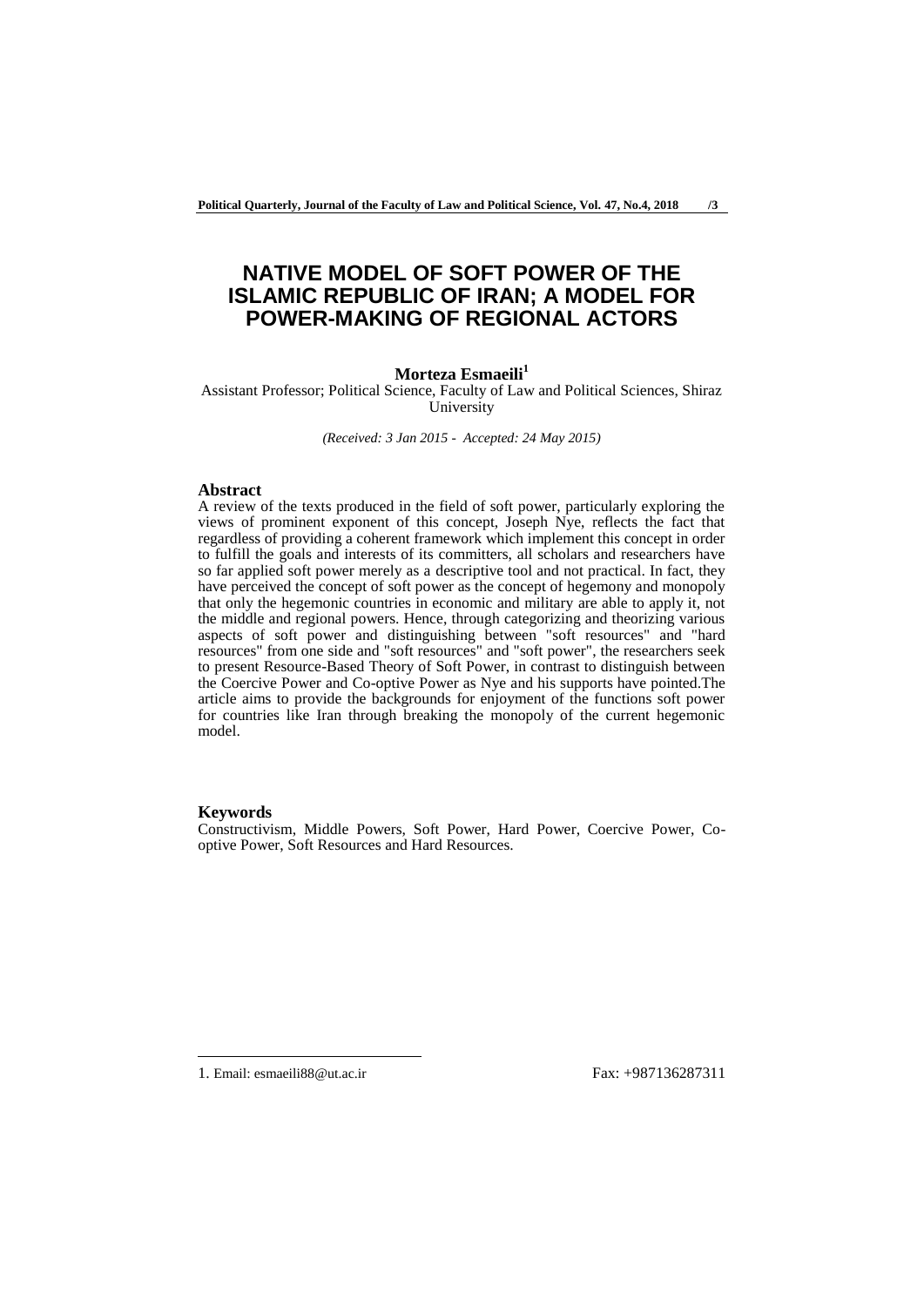# NATIVE MODEL OF SOFT POWER OF THE ISLAMIC REPUBLIC OF IRAN; A MODEL FOR POWER-MAKING OF REGIONAL ACTORS

**Morteza Esmaeili**[1]

Assistant Professor; Political Science, Faculty of Law and Political Sciences, Shiraz University

*(Received: 3 Jan 2015 - Accepted: 24 May 2015)*

## Abstract

A review of the texts produced in the field of soft power, particularly exploring the views of prominent exponent of this concept, Joseph Nye, reflects the fact that regardless of providing a coherent framework which implement this concept in order to fulfill the goals and interests of its committers, all scholars and researchers have so far applied soft power merely as a descriptive tool and not practical. In fact, they have perceived the concept of soft power as the concept of hegemony and monopoly that only the hegemonic countries in economic and military are able to apply it, not the middle and regional powers. Hence, through categorizing and theorizing various aspects of soft power and distinguishing between "soft resources" and "hard resources" from one side and "soft resources" and "soft power", the researchers seek to present Resource-Based Theory of Soft Power, in contrast to distinguish between the Coercive Power and Co-optive Power as Nye and his supports have pointed.The article aims to provide the backgrounds for enjoyment of the functions soft power for countries like Iran through breaking the monopoly of the current hegemonic model.

## Keywords

Constructivism, Middle Powers, Soft Power, Hard Power, Coercive Power, Co-optive Power, Soft Resources and Hard Resources.

---

1. Email: esmaeili88@ut.ac.ir Fax: +987136287311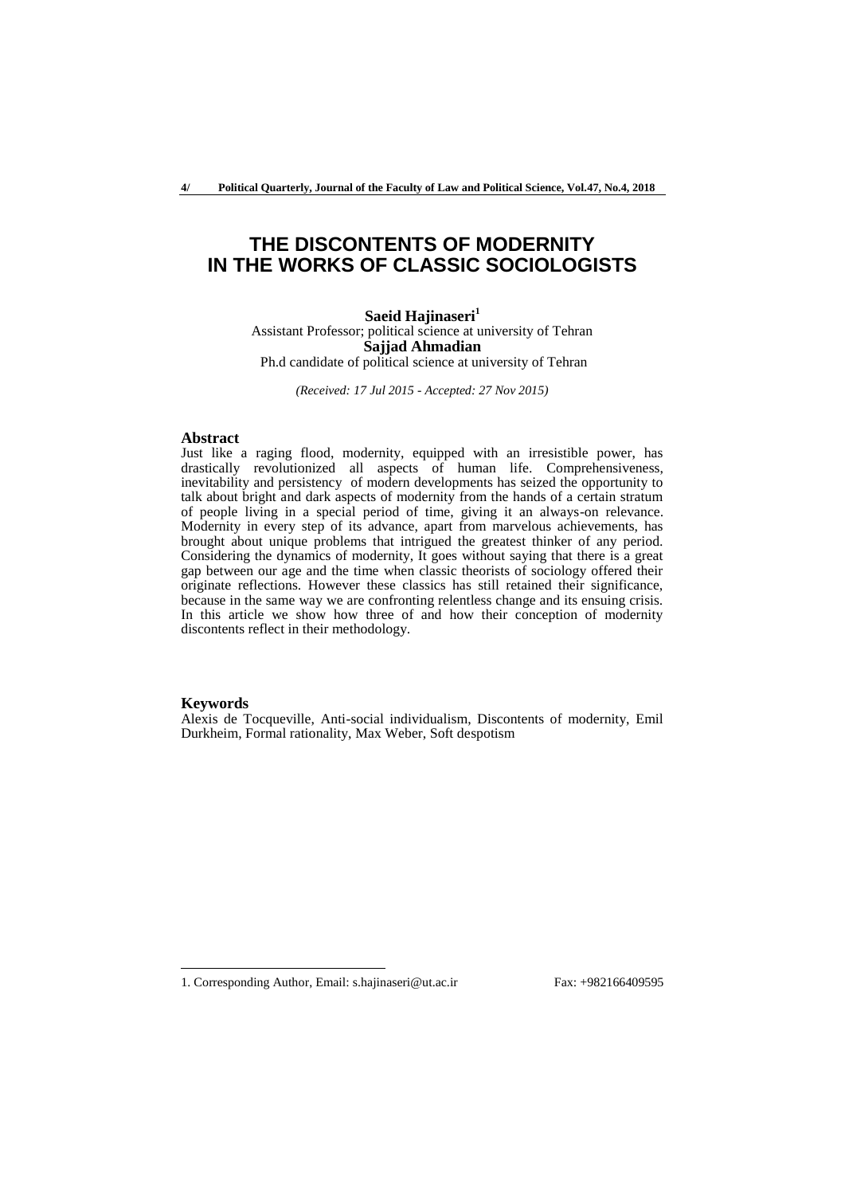# THE DISCONTENTS OF MODERNITY IN THE WORKS OF CLASSIC SOCIOLOGISTS

**Saeid Hajinaseri**[1]

Assistant Professor; political science at university of Tehran

**Sajjad Ahmadian**

Ph.d candidate of political science at university of Tehran

*(Received: 17 Jul 2015 - Accepted: 27 Nov 2015)*

## Abstract

Just like a raging flood, modernity, equipped with an irresistible power, has drastically revolutionized all aspects of human life. Comprehensiveness, inevitability and persistency of modern developments has seized the opportunity to talk about bright and dark aspects of modernity from the hands of a certain stratum of people living in a special period of time, giving it an always-on relevance. Modernity in every step of its advance, apart from marvelous achievements, has brought about unique problems that intrigued the greatest thinker of any period. Considering the dynamics of modernity, It goes without saying that there is a great gap between our age and the time when classic theorists of sociology offered their originate reflections. However these classics has still retained their significance, because in the same way we are confronting relentless change and its ensuing crisis. In this article we show how three of and how their conception of modernity discontents reflect in their methodology.

## Keywords

Alexis de Tocqueville, Anti-social individualism, Discontents of modernity, Emil Durkheim, Formal rationality, Max Weber, Soft despotism

---

1. Corresponding Author, Email: s.hajinaseri@ut.ac.ir Fax: +982166409595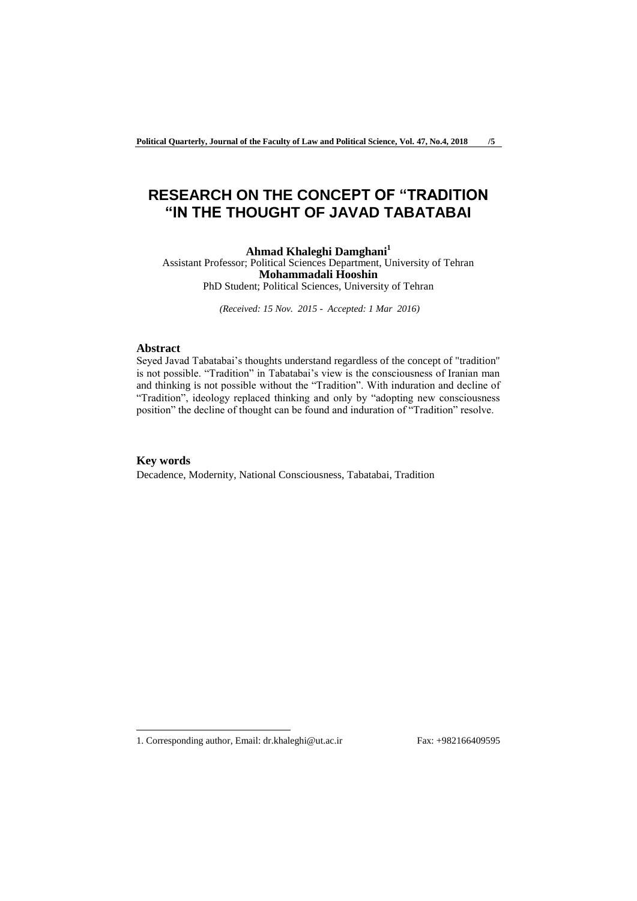# RESEARCH ON THE CONCEPT OF "TRADITION "IN THE THOUGHT OF JAVAD TABATABAI

**Ahmad Khaleghi Damghani**[1]
Assistant Professor; Political Sciences Department, University of Tehran
**Mohammadali Hooshin**
PhD Student; Political Sciences, University of Tehran

*(Received: 15 Nov. 2015 - Accepted: 1 Mar 2016)*

## Abstract

Seyed Javad Tabatabai's thoughts understand regardless of the concept of "tradition" is not possible. "Tradition" in Tabatabai's view is the consciousness of Iranian man and thinking is not possible without the "Tradition". With induration and decline of "Tradition", ideology replaced thinking and only by "adopting new consciousness position" the decline of thought can be found and induration of "Tradition" resolve.

## Key words

Decadence, Modernity, National Consciousness, Tabatabai, Tradition

---

1. Corresponding author, Email: dr.khaleghi@ut.ac.ir Fax: +982166409595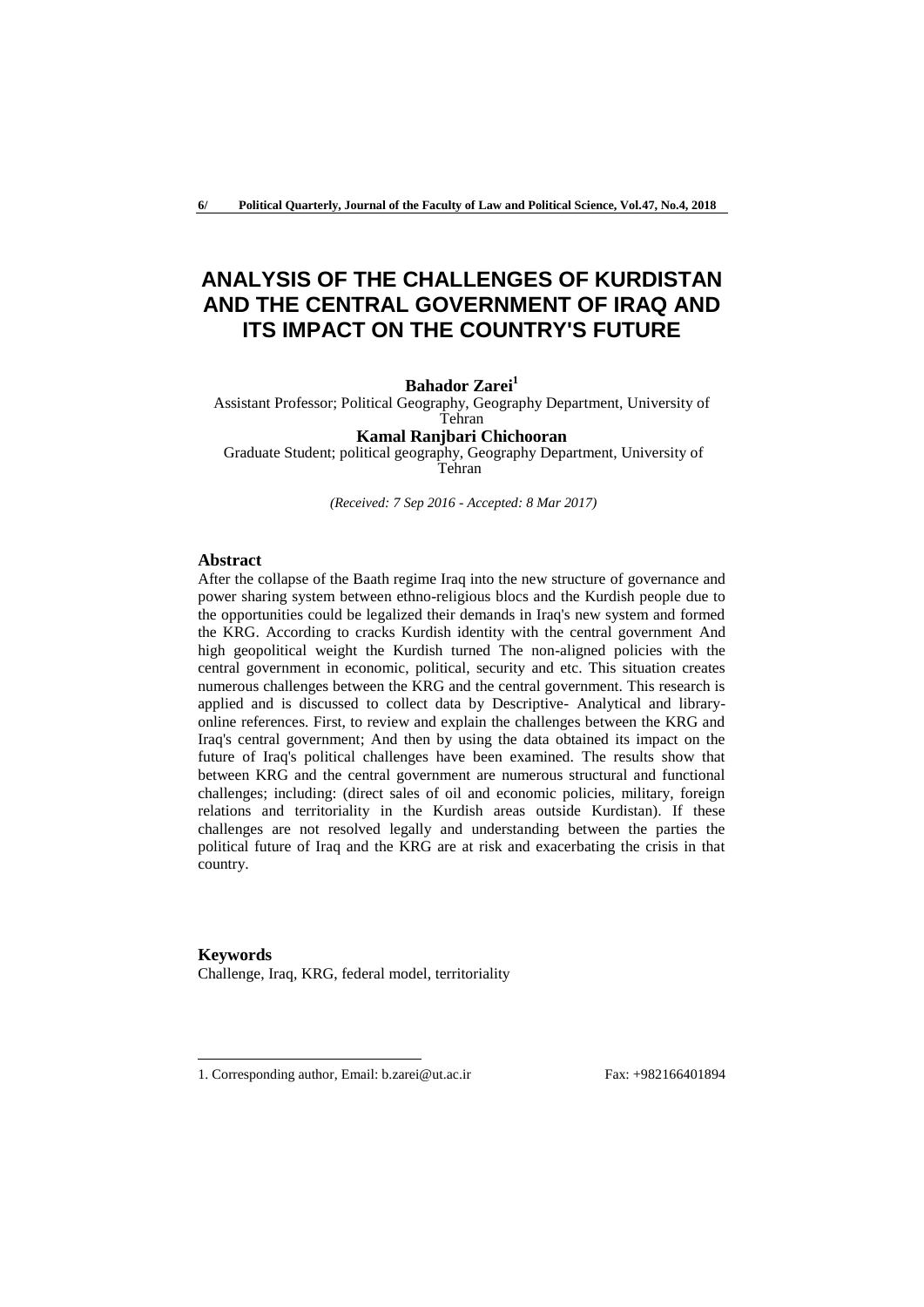# ANALYSIS OF THE CHALLENGES OF KURDISTAN AND THE CENTRAL GOVERNMENT OF IRAQ AND ITS IMPACT ON THE COUNTRY'S FUTURE

**Bahador Zarei**[1]

Assistant Professor; Political Geography, Geography Department, University of Tehran

**Kamal Ranjbari Chichooran**

Graduate Student; political geography, Geography Department, University of Tehran

*(Received: 7 Sep 2016 - Accepted: 8 Mar 2017)*

## Abstract

After the collapse of the Baath regime Iraq into the new structure of governance and power sharing system between ethno-religious blocs and the Kurdish people due to the opportunities could be legalized their demands in Iraq's new system and formed the KRG. According to cracks Kurdish identity with the central government And high geopolitical weight the Kurdish turned The non-aligned policies with the central government in economic, political, security and etc. This situation creates numerous challenges between the KRG and the central government. This research is applied and is discussed to collect data by Descriptive- Analytical and library-online references. First, to review and explain the challenges between the KRG and Iraq's central government; And then by using the data obtained its impact on the future of Iraq's political challenges have been examined. The results show that between KRG and the central government are numerous structural and functional challenges; including: (direct sales of oil and economic policies, military, foreign relations and territoriality in the Kurdish areas outside Kurdistan). If these challenges are not resolved legally and understanding between the parties the political future of Iraq and the KRG are at risk and exacerbating the crisis in that country.

## Keywords

Challenge, Iraq, KRG, federal model, territoriality

---

1. Corresponding author, Email: b.zarei@ut.ac.ir Fax: +982166401894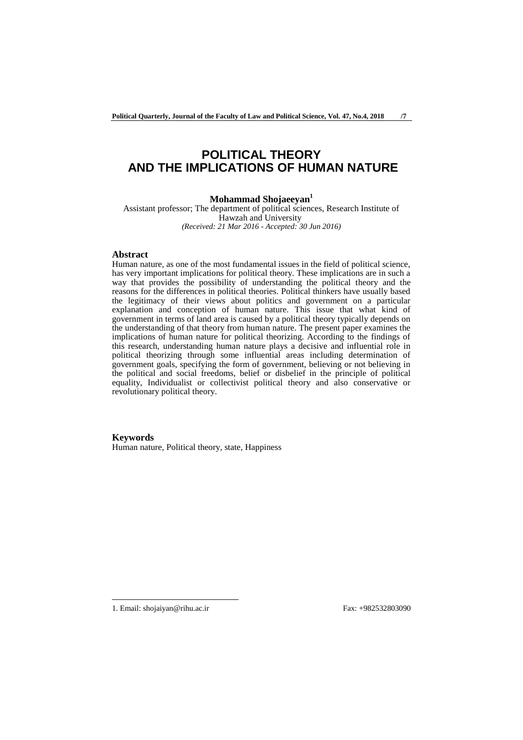# POLITICAL THEORY AND THE IMPLICATIONS OF HUMAN NATURE

**Mohammad Shojaeeyan**[1]

Assistant professor; The department of political sciences, Research Institute of Hawzah and University

*(Received: 21 Mar 2016 - Accepted: 30 Jun 2016)*

## Abstract

Human nature, as one of the most fundamental issues in the field of political science, has very important implications for political theory. These implications are in such a way that provides the possibility of understanding the political theory and the reasons for the differences in political theories. Political thinkers have usually based the legitimacy of their views about politics and government on a particular explanation and conception of human nature. This issue that what kind of government in terms of land area is caused by a political theory typically depends on the understanding of that theory from human nature. The present paper examines the implications of human nature for political theorizing. According to the findings of this research, understanding human nature plays a decisive and influential role in political theorizing through some influential areas including determination of government goals, specifying the form of government, believing or not believing in the political and social freedoms, belief or disbelief in the principle of political equality, Individualist or collectivist political theory and also conservative or revolutionary political theory.

## Keywords

Human nature, Political theory, state, Happiness

---

1. Email: shojaiyan@rihu.ac.ir Fax: +982532803090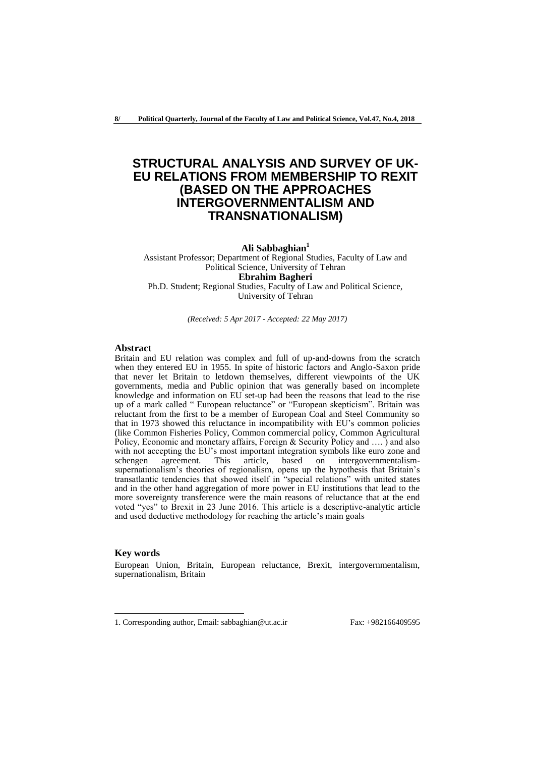# STRUCTURAL ANALYSIS AND SURVEY OF UK-EU RELATIONS FROM MEMBERSHIP TO REXIT (BASED ON THE APPROACHES INTERGOVERNMENTALISM AND TRANSNATIONALISM)

**Ali Sabbaghian**[1]

Assistant Professor; Department of Regional Studies, Faculty of Law and Political Science, University of Tehran

**Ebrahim Bagheri**

Ph.D. Student; Regional Studies, Faculty of Law and Political Science, University of Tehran

*(Received: 5 Apr 2017 - Accepted: 22 May 2017)*

## Abstract

Britain and EU relation was complex and full of up-and-downs from the scratch when they entered EU in 1955. In spite of historic factors and Anglo-Saxon pride that never let Britain to letdown themselves, different viewpoints of the UK governments, media and Public opinion that was generally based on incomplete knowledge and information on EU set-up had been the reasons that lead to the rise up of a mark called " European reluctance" or "European skepticism". Britain was reluctant from the first to be a member of European Coal and Steel Community so that in 1973 showed this reluctance in incompatibility with EU's common policies (like Common Fisheries Policy, Common commercial policy, Common Agricultural Policy, Economic and monetary affairs, Foreign & Security Policy and …. ) and also with not accepting the EU's most important integration symbols like euro zone and schengen agreement. This article, based on intergovernmentalism-supernationalism's theories of regionalism, opens up the hypothesis that Britain's transatlantic tendencies that showed itself in "special relations" with united states and in the other hand aggregation of more power in EU institutions that lead to the more sovereignty transference were the main reasons of reluctance that at the end voted "yes" to Brexit in 23 June 2016. This article is a descriptive-analytic article and used deductive methodology for reaching the article's main goals

## Key words

European Union, Britain, European reluctance, Brexit, intergovernmentalism, supernationalism, Britain

---

1. Corresponding author, Email: sabbaghian@ut.ac.ir Fax: +982166409595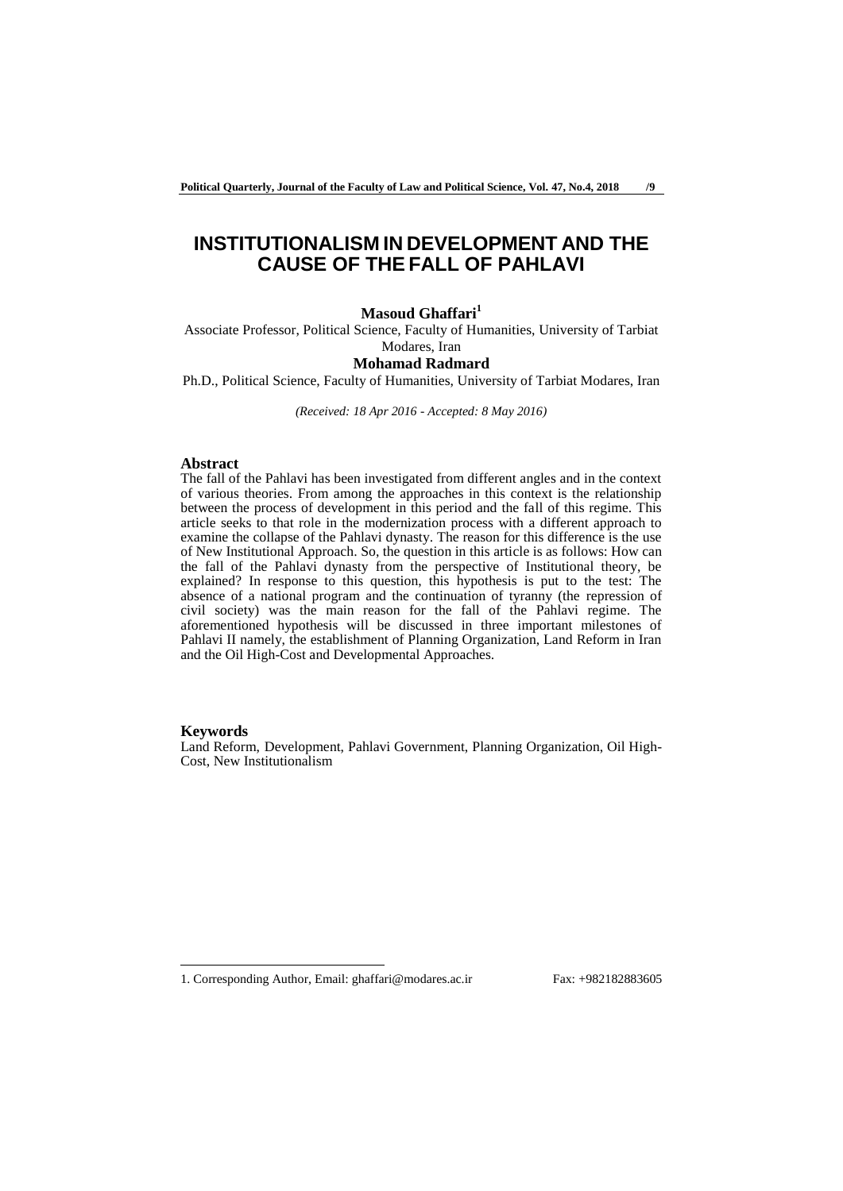# INSTITUTIONALISM IN DEVELOPMENT AND THE CAUSE OF THE FALL OF PAHLAVI

**Masoud Ghaffari**[1]

Associate Professor, Political Science, Faculty of Humanities, University of Tarbiat Modares, Iran

**Mohamad Radmard**

Ph.D., Political Science, Faculty of Humanities, University of Tarbiat Modares, Iran

*(Received: 18 Apr 2016 - Accepted: 8 May 2016)*

## Abstract

The fall of the Pahlavi has been investigated from different angles and in the context of various theories. From among the approaches in this context is the relationship between the process of development in this period and the fall of this regime. This article seeks to that role in the modernization process with a different approach to examine the collapse of the Pahlavi dynasty. The reason for this difference is the use of New Institutional Approach. So, the question in this article is as follows: How can the fall of the Pahlavi dynasty from the perspective of Institutional theory, be explained? In response to this question, this hypothesis is put to the test: The absence of a national program and the continuation of tyranny (the repression of civil society) was the main reason for the fall of the Pahlavi regime. The aforementioned hypothesis will be discussed in three important milestones of Pahlavi II namely, the establishment of Planning Organization, Land Reform in Iran and the Oil High-Cost and Developmental Approaches.

## Keywords

Land Reform, Development, Pahlavi Government, Planning Organization, Oil High-Cost, New Institutionalism

---

1. Corresponding Author, Email: ghaffari@modares.ac.ir     Fax: +982182883605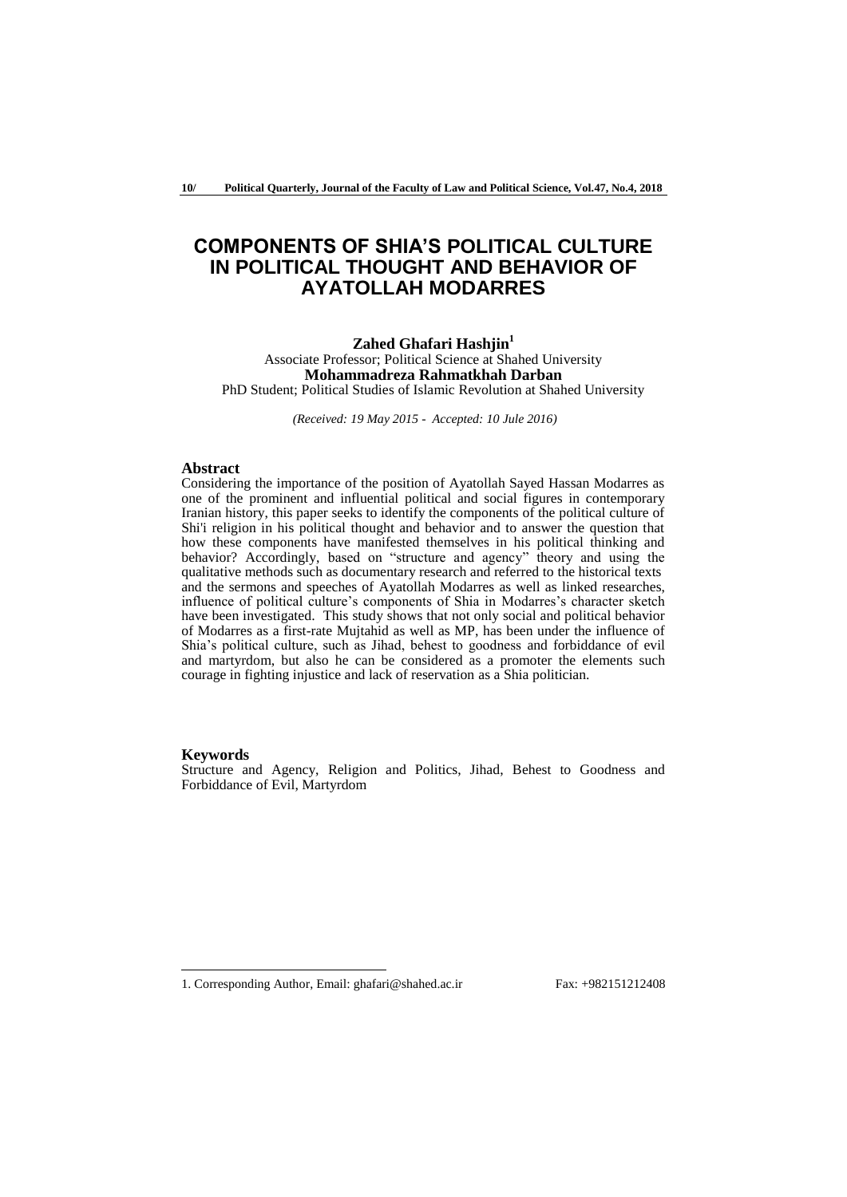# COMPONENTS OF SHIA'S POLITICAL CULTURE IN POLITICAL THOUGHT AND BEHAVIOR OF AYATOLLAH MODARRES

**Zahed Ghafari Hashjin**[1]

Associate Professor; Political Science at Shahed University

**Mohammadreza Rahmatkhah Darban**

PhD Student; Political Studies of Islamic Revolution at Shahed University

*(Received: 19 May 2015 - Accepted: 10 Jule 2016)*

## Abstract

Considering the importance of the position of Ayatollah Sayed Hassan Modarres as one of the prominent and influential political and social figures in contemporary Iranian history, this paper seeks to identify the components of the political culture of Shi'i religion in his political thought and behavior and to answer the question that how these components have manifested themselves in his political thinking and behavior? Accordingly, based on "structure and agency" theory and using the qualitative methods such as documentary research and referred to the historical texts and the sermons and speeches of Ayatollah Modarres as well as linked researches, influence of political culture's components of Shia in Modarres's character sketch have been investigated. This study shows that not only social and political behavior of Modarres as a first-rate Mujtahid as well as MP, has been under the influence of Shia's political culture, such as Jihad, behest to goodness and forbiddance of evil and martyrdom, but also he can be considered as a promoter the elements such courage in fighting injustice and lack of reservation as a Shia politician.

## Keywords

Structure and Agency, Religion and Politics, Jihad, Behest to Goodness and Forbiddance of Evil, Martyrdom

---

1. Corresponding Author, Email: ghafari@shahed.ac.ir Fax: +982151212408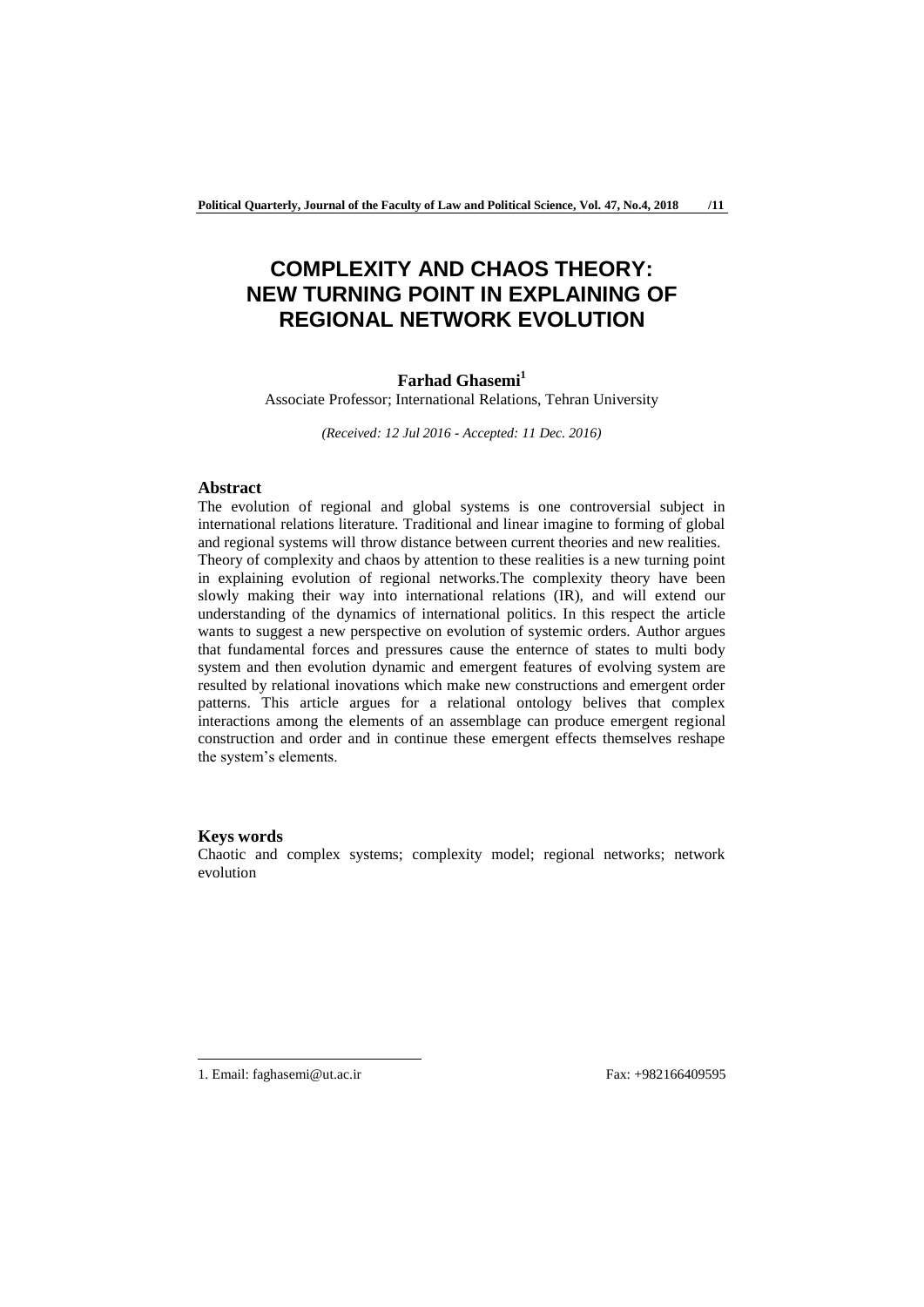# COMPLEXITY AND CHAOS THEORY: NEW TURNING POINT IN EXPLAINING OF REGIONAL NETWORK EVOLUTION

**Farhad Ghasemi**[1]

Associate Professor; International Relations, Tehran University

*(Received: 12 Jul 2016 - Accepted: 11 Dec. 2016)*

## Abstract

The evolution of regional and global systems is one controversial subject in international relations literature. Traditional and linear imagine to forming of global and regional systems will throw distance between current theories and new realities. Theory of complexity and chaos by attention to these realities is a new turning point in explaining evolution of regional networks.The complexity theory have been slowly making their way into international relations (IR), and will extend our understanding of the dynamics of international politics. In this respect the article wants to suggest a new perspective on evolution of systemic orders. Author argues that fundamental forces and pressures cause the enternce of states to multi body system and then evolution dynamic and emergent features of evolving system are resulted by relational inovations which make new constructions and emergent order patterns. This article argues for a relational ontology belives that complex interactions among the elements of an assemblage can produce emergent regional construction and order and in continue these emergent effects themselves reshape the system's elements.

## Keys words

Chaotic and complex systems; complexity model; regional networks; network evolution

---

1. Email: faghasemi@ut.ac.ir Fax: +982166409595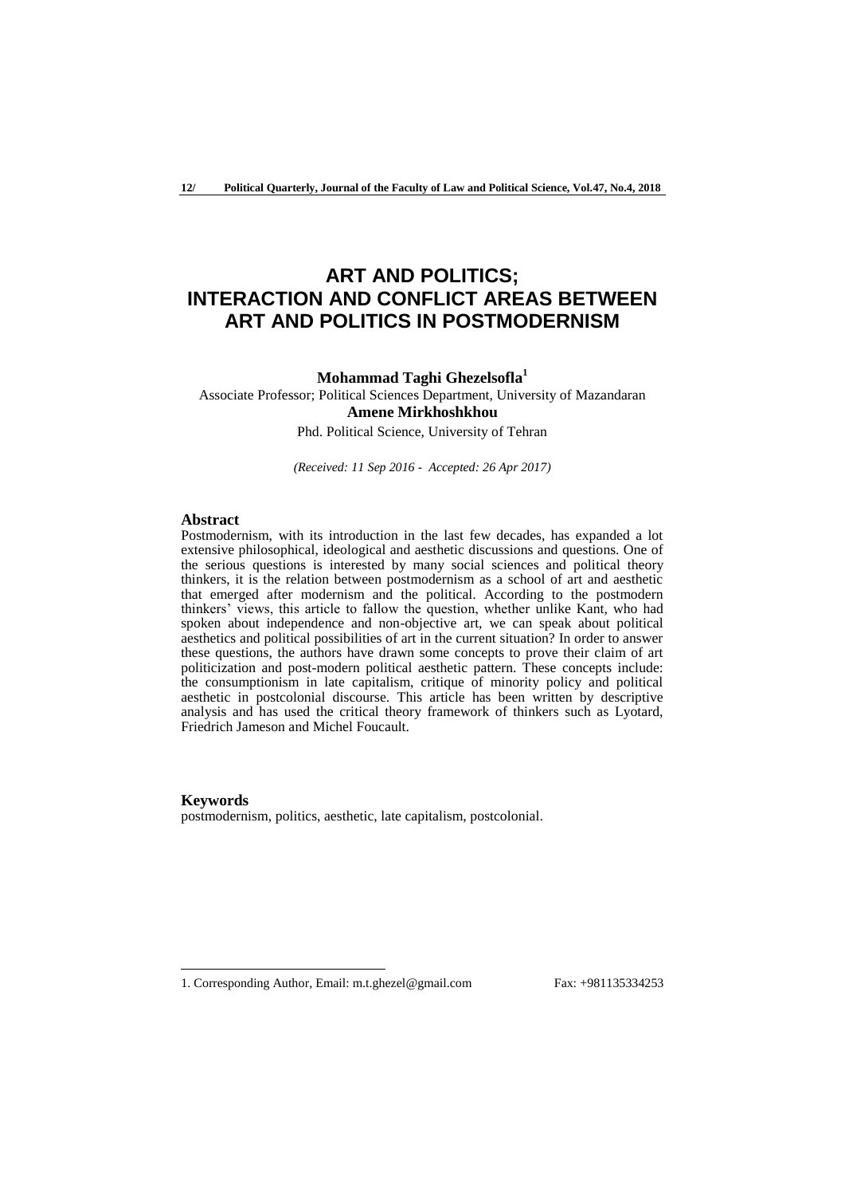# ART AND POLITICS; INTERACTION AND CONFLICT AREAS BETWEEN ART AND POLITICS IN POSTMODERNISM

**Mohammad Taghi Ghezelsofla**[1]

Associate Professor; Political Sciences Department, University of Mazandaran

**Amene Mirkhoshkhou**

Phd. Political Science, University of Tehran

*(Received: 11 Sep 2016 - Accepted: 26 Apr 2017)*

## Abstract

Postmodernism, with its introduction in the last few decades, has expanded a lot extensive philosophical, ideological and aesthetic discussions and questions. One of the serious questions is interested by many social sciences and political theory thinkers, it is the relation between postmodernism as a school of art and aesthetic that emerged after modernism and the political. According to the postmodern thinkers' views, this article to fallow the question, whether unlike Kant, who had spoken about independence and non-objective art, we can speak about political aesthetics and political possibilities of art in the current situation? In order to answer these questions, the authors have drawn some concepts to prove their claim of art politicization and post-modern political aesthetic pattern. These concepts include: the consumptionism in late capitalism, critique of minority policy and political aesthetic in postcolonial discourse. This article has been written by descriptive analysis and has used the critical theory framework of thinkers such as Lyotard, Friedrich Jameson and Michel Foucault.

## Keywords

postmodernism, politics, aesthetic, late capitalism, postcolonial.

---

1. Corresponding Author, Email: m.t.ghezel@gmail.com Fax: +981135334253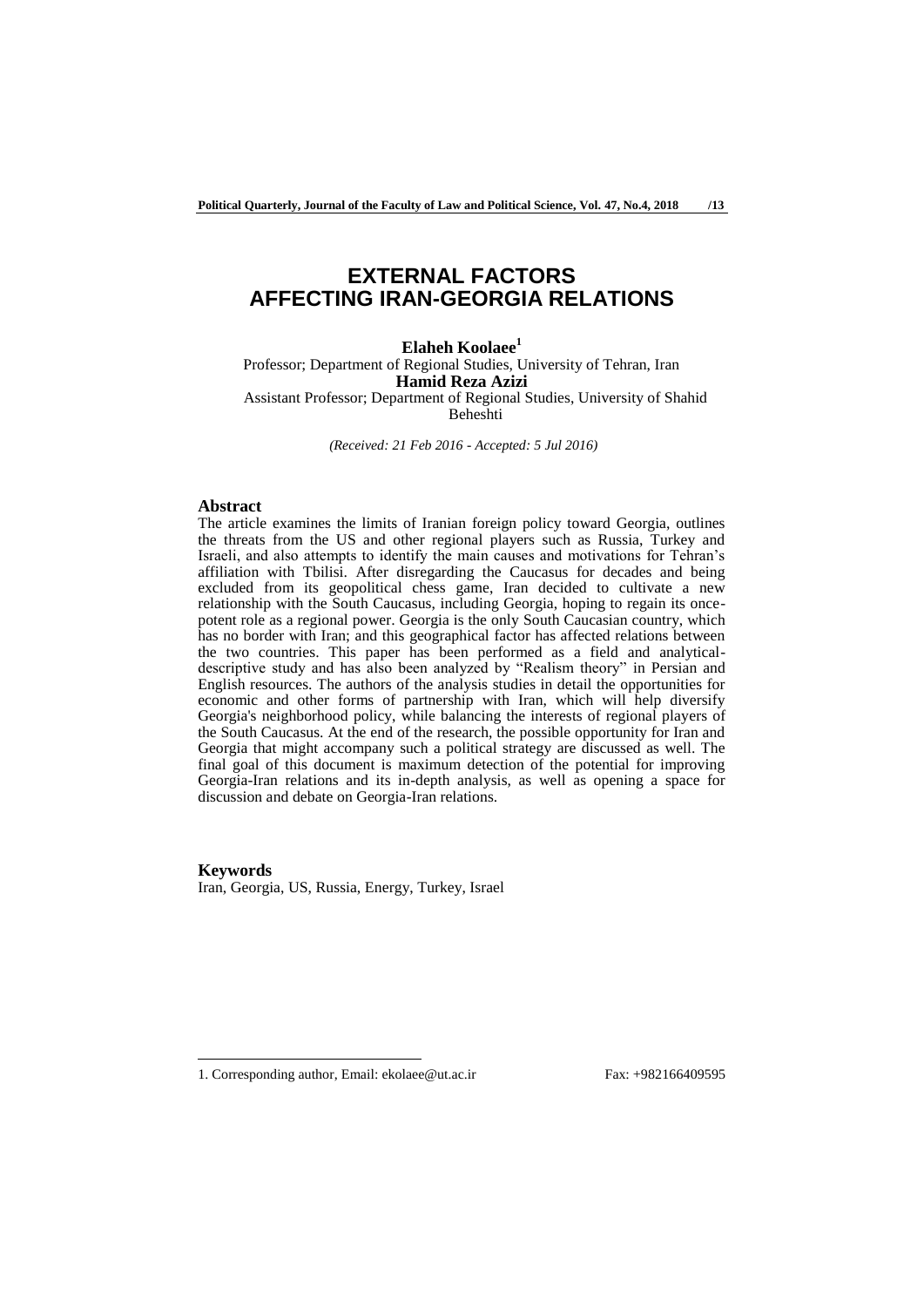# EXTERNAL FACTORS AFFECTING IRAN-GEORGIA RELATIONS

**Elaheh Koolaee**[1]

Professor; Department of Regional Studies, University of Tehran, Iran

**Hamid Reza Azizi**

Assistant Professor; Department of Regional Studies, University of Shahid Beheshti

*(Received: 21 Feb 2016 - Accepted: 5 Jul 2016)*

## Abstract

The article examines the limits of Iranian foreign policy toward Georgia, outlines the threats from the US and other regional players such as Russia, Turkey and Israeli, and also attempts to identify the main causes and motivations for Tehran's affiliation with Tbilisi. After disregarding the Caucasus for decades and being excluded from its geopolitical chess game, Iran decided to cultivate a new relationship with the South Caucasus, including Georgia, hoping to regain its once-potent role as a regional power. Georgia is the only South Caucasian country, which has no border with Iran; and this geographical factor has affected relations between the two countries. This paper has been performed as a field and analytical-descriptive study and has also been analyzed by "Realism theory" in Persian and English resources. The authors of the analysis studies in detail the opportunities for economic and other forms of partnership with Iran, which will help diversify Georgia's neighborhood policy, while balancing the interests of regional players of the South Caucasus. At the end of the research, the possible opportunity for Iran and Georgia that might accompany such a political strategy are discussed as well. The final goal of this document is maximum detection of the potential for improving Georgia-Iran relations and its in-depth analysis, as well as opening a space for discussion and debate on Georgia-Iran relations.

## Keywords

Iran, Georgia, US, Russia, Energy, Turkey, Israel

---

1. Corresponding author, Email: ekolaee@ut.ac.ir    Fax: +982166409595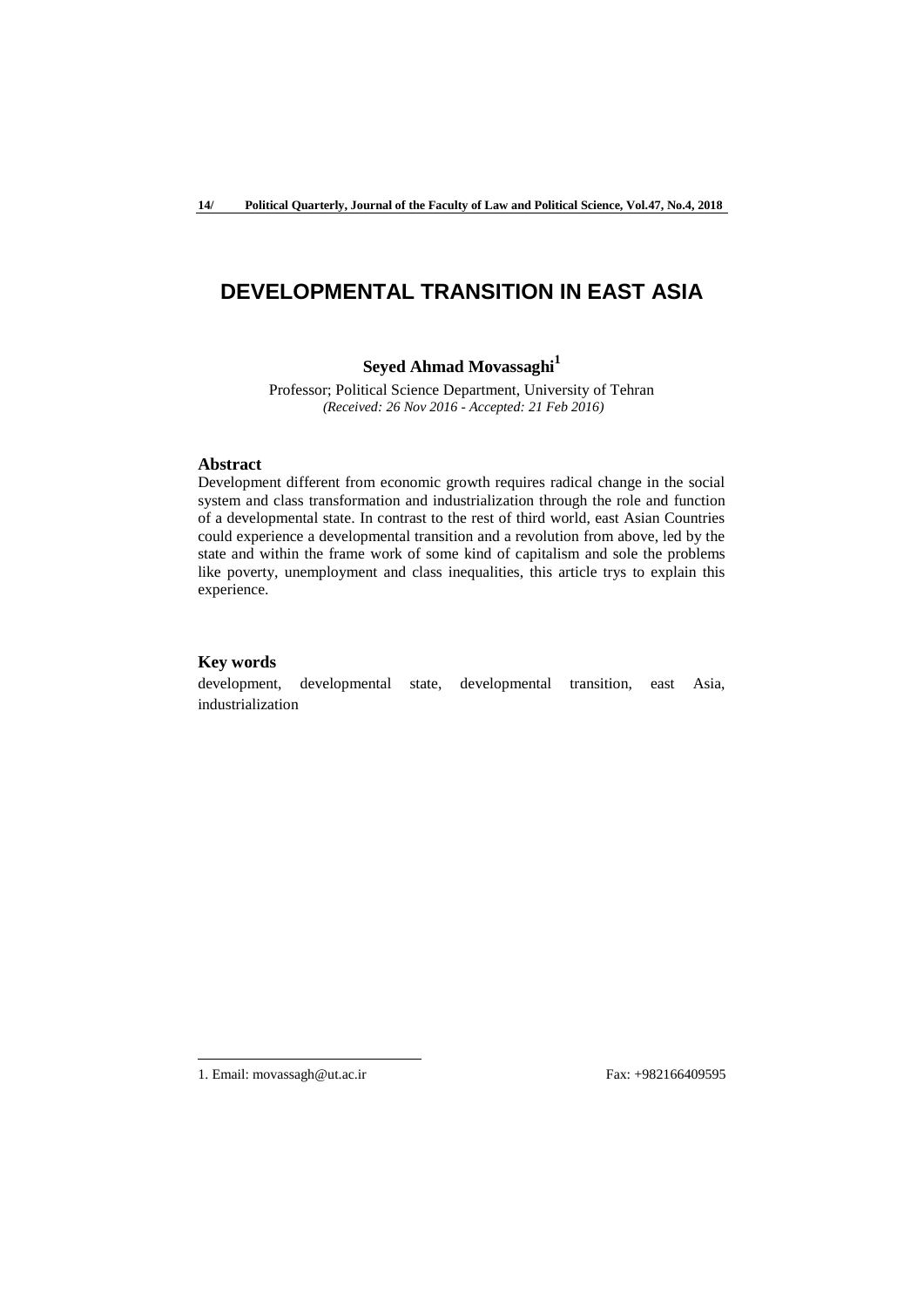# DEVELOPMENTAL TRANSITION IN EAST ASIA

**Seyed Ahmad Movassaghi**[1]

Professor; Political Science Department, University of Tehran
*(Received: 26 Nov 2016 - Accepted: 21 Feb 2016)*

### Abstract

Development different from economic growth requires radical change in the social system and class transformation and industrialization through the role and function of a developmental state. In contrast to the rest of third world, east Asian Countries could experience a developmental transition and a revolution from above, led by the state and within the frame work of some kind of capitalism and sole the problems like poverty, unemployment and class inequalities, this article trys to explain this experience.

### Key words

development, developmental state, developmental transition, east Asia, industrialization

1. Email: movassagh@ut.ac.ir Fax: +982166409595